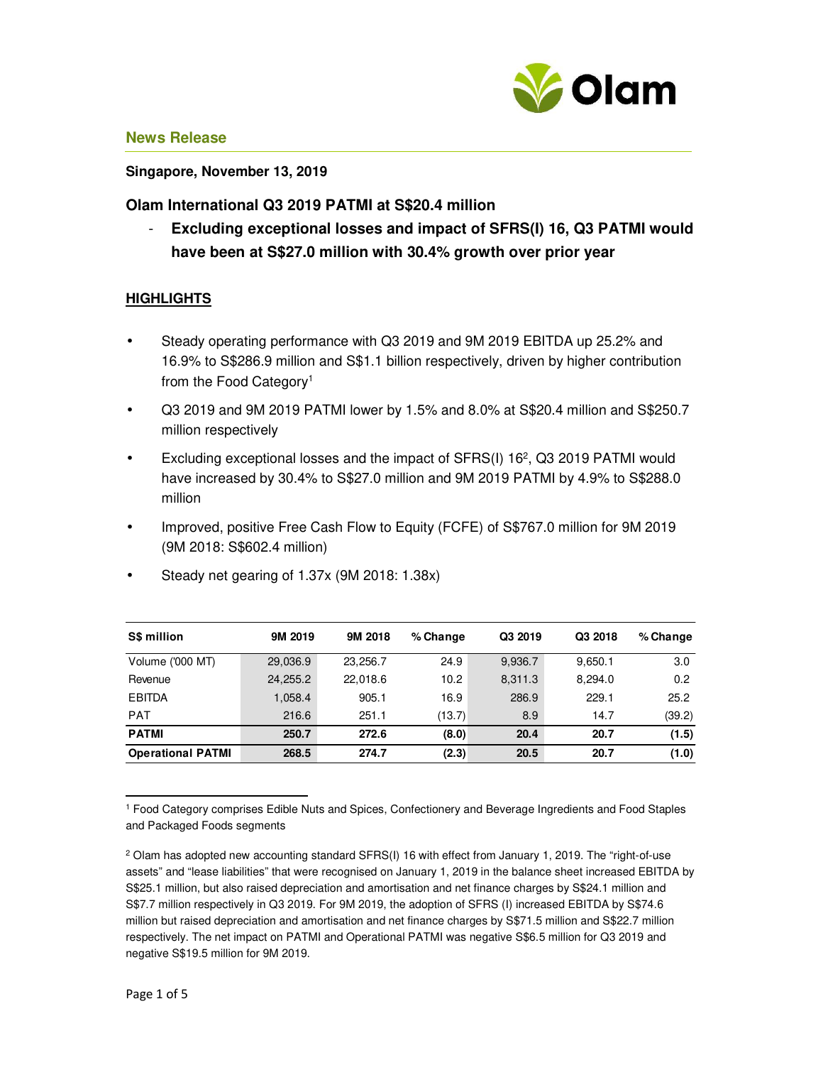## News Release

**Singapore, November 13, 2019**

### Olam International Q3 2019 PATMI at S$20.4 million

- **Excluding exceptional losses and impact of SFRS(I) 16, Q3 PATMI would have been at S$27.0 million with 30.4% growth over prior year**

## HIGHLIGHTS

- Steady operating performance with Q3 2019 and 9M 2019 EBITDA up 25.2% and 16.9% to S$286.9 million and S$1.1 billion respectively, driven by higher contribution from the Food Category[1]
- Q3 2019 and 9M 2019 PATMI lower by 1.5% and 8.0% at S$20.4 million and S$250.7 million respectively
- Excluding exceptional losses and the impact of SFRS(I) 16[2], Q3 2019 PATMI would have increased by 30.4% to S$27.0 million and 9M 2019 PATMI by 4.9% to S$288.0 million
- Improved, positive Free Cash Flow to Equity (FCFE) of S$767.0 million for 9M 2019 (9M 2018: S$602.4 million)
- Steady net gearing of 1.37x (9M 2018: 1.38x)

| S$ million | 9M 2019 | 9M 2018 | % Change | Q3 2019 | Q3 2018 | % Change |
|---|---|---|---|---|---|---|
| Volume ('000 MT) | 29,036.9 | 23,256.7 | 24.9 | 9,936.7 | 9,650.1 | 3.0 |
| Revenue | 24,255.2 | 22,018.6 | 10.2 | 8,311.3 | 8,294.0 | 0.2 |
| EBITDA | 1,058.4 | 905.1 | 16.9 | 286.9 | 229.1 | 25.2 |
| PAT | 216.6 | 251.1 | (13.7) | 8.9 | 14.7 | (39.2) |
| **PATMI** | **250.7** | **272.6** | **(8.0)** | **20.4** | **20.7** | **(1.5)** |
| **Operational PATMI** | **268.5** | **274.7** | **(2.3)** | **20.5** | **20.7** | **(1.0)** |

[1] Food Category comprises Edible Nuts and Spices, Confectionery and Beverage Ingredients and Food Staples and Packaged Foods segments

[2] Olam has adopted new accounting standard SFRS(I) 16 with effect from January 1, 2019. The "right-of-use assets" and "lease liabilities" that were recognised on January 1, 2019 in the balance sheet increased EBITDA by S$25.1 million, but also raised depreciation and amortisation and net finance charges by S$24.1 million and S$7.7 million respectively in Q3 2019. For 9M 2019, the adoption of SFRS (I) increased EBITDA by S$74.6 million but raised depreciation and amortisation and net finance charges by S$71.5 million and S$22.7 million respectively. The net impact on PATMI and Operational PATMI was negative S$6.5 million for Q3 2019 and negative S$19.5 million for 9M 2019.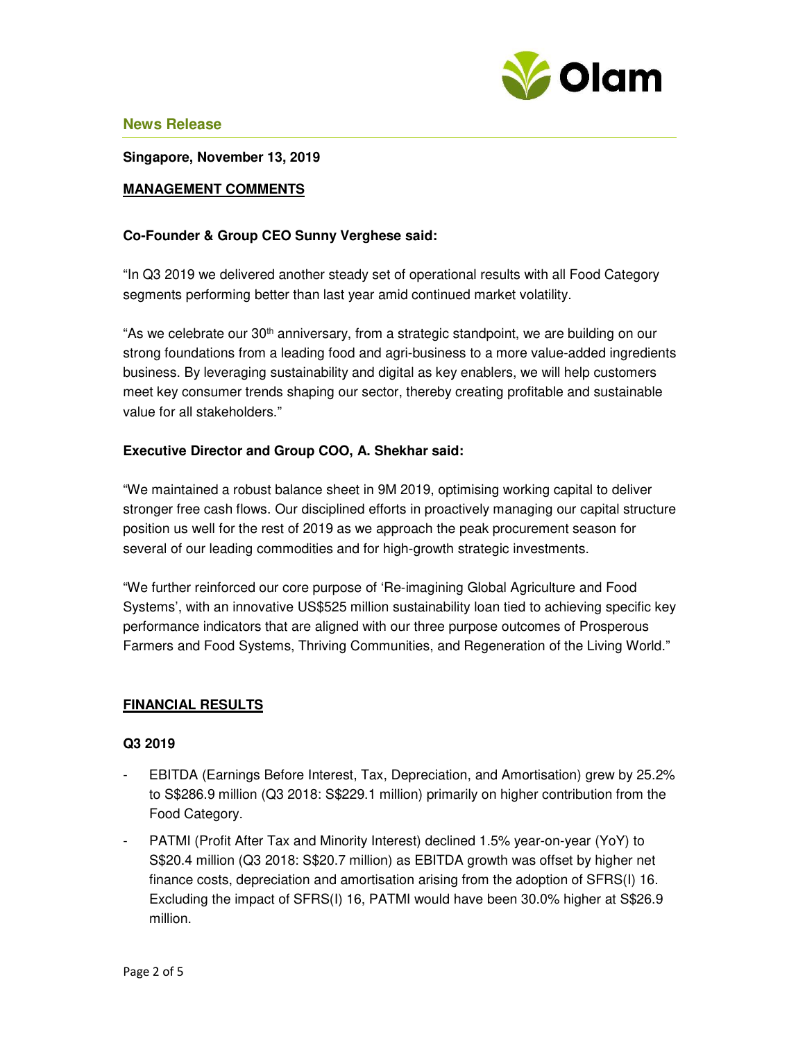**News Release**

**Singapore, November 13, 2019**

**MANAGEMENT COMMENTS**

**Co-Founder & Group CEO Sunny Verghese said:**

"In Q3 2019 we delivered another steady set of operational results with all Food Category segments performing better than last year amid continued market volatility.

"As we celebrate our 30th anniversary, from a strategic standpoint, we are building on our strong foundations from a leading food and agri-business to a more value-added ingredients business. By leveraging sustainability and digital as key enablers, we will help customers meet key consumer trends shaping our sector, thereby creating profitable and sustainable value for all stakeholders."

**Executive Director and Group COO, A. Shekhar said:**

"We maintained a robust balance sheet in 9M 2019, optimising working capital to deliver stronger free cash flows. Our disciplined efforts in proactively managing our capital structure position us well for the rest of 2019 as we approach the peak procurement season for several of our leading commodities and for high-growth strategic investments.

"We further reinforced our core purpose of 'Re-imagining Global Agriculture and Food Systems', with an innovative US$525 million sustainability loan tied to achieving specific key performance indicators that are aligned with our three purpose outcomes of Prosperous Farmers and Food Systems, Thriving Communities, and Regeneration of the Living World."

**FINANCIAL RESULTS**

**Q3 2019**

- EBITDA (Earnings Before Interest, Tax, Depreciation, and Amortisation) grew by 25.2% to S$286.9 million (Q3 2018: S$229.1 million) primarily on higher contribution from the Food Category.
- PATMI (Profit After Tax and Minority Interest) declined 1.5% year-on-year (YoY) to S$20.4 million (Q3 2018: S$20.7 million) as EBITDA growth was offset by higher net finance costs, depreciation and amortisation arising from the adoption of SFRS(I) 16. Excluding the impact of SFRS(I) 16, PATMI would have been 30.0% higher at S$26.9 million.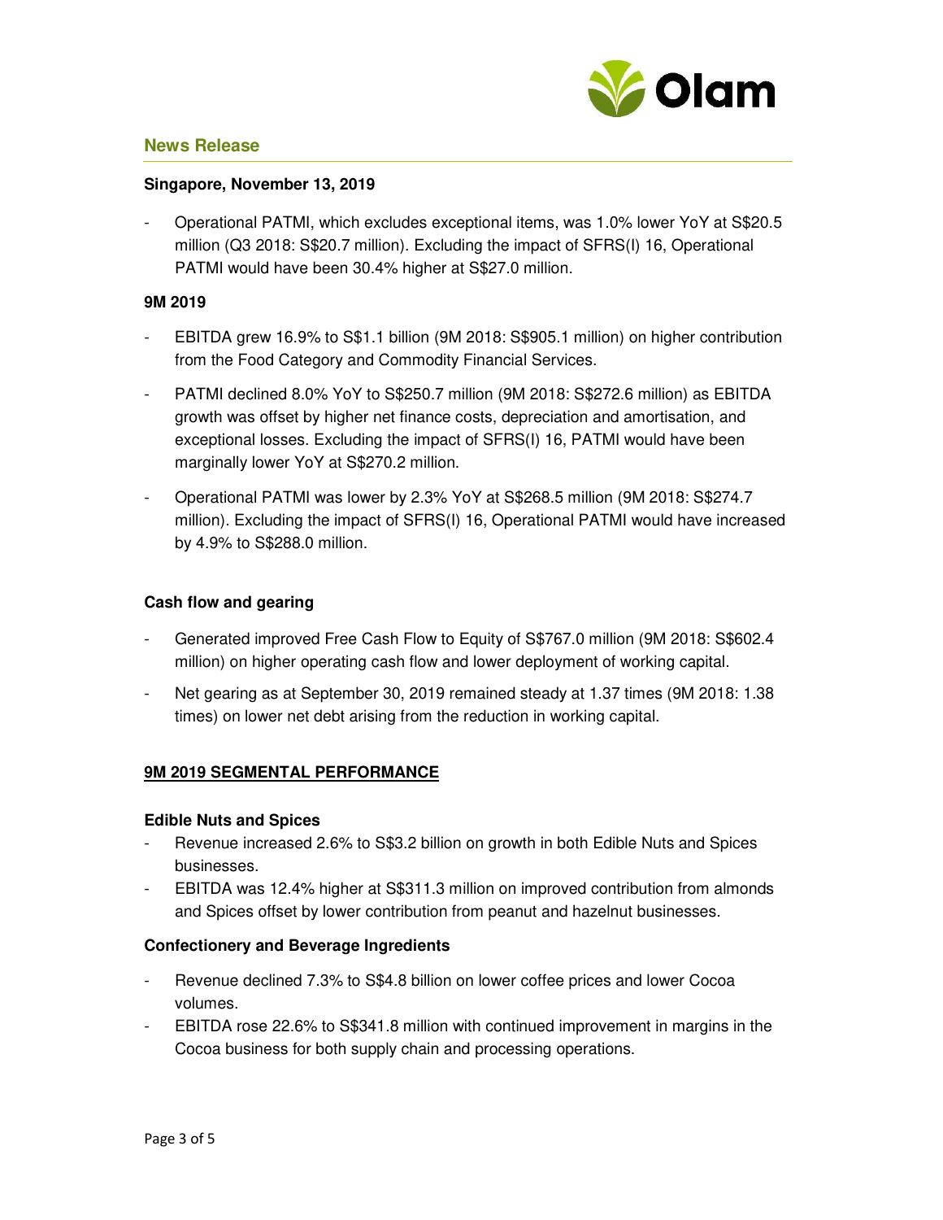**News Release**

**Singapore, November 13, 2019**

- Operational PATMI, which excludes exceptional items, was 1.0% lower YoY at S$20.5 million (Q3 2018: S$20.7 million). Excluding the impact of SFRS(I) 16, Operational PATMI would have been 30.4% higher at S$27.0 million.

**9M 2019**

- EBITDA grew 16.9% to S$1.1 billion (9M 2018: S$905.1 million) on higher contribution from the Food Category and Commodity Financial Services.
- PATMI declined 8.0% YoY to S$250.7 million (9M 2018: S$272.6 million) as EBITDA growth was offset by higher net finance costs, depreciation and amortisation, and exceptional losses. Excluding the impact of SFRS(I) 16, PATMI would have been marginally lower YoY at S$270.2 million.
- Operational PATMI was lower by 2.3% YoY at S$268.5 million (9M 2018: S$274.7 million). Excluding the impact of SFRS(I) 16, Operational PATMI would have increased by 4.9% to S$288.0 million.

**Cash flow and gearing**

- Generated improved Free Cash Flow to Equity of S$767.0 million (9M 2018: S$602.4 million) on higher operating cash flow and lower deployment of working capital.
- Net gearing as at September 30, 2019 remained steady at 1.37 times (9M 2018: 1.38 times) on lower net debt arising from the reduction in working capital.

**9M 2019 SEGMENTAL PERFORMANCE**

**Edible Nuts and Spices**

- Revenue increased 2.6% to S$3.2 billion on growth in both Edible Nuts and Spices businesses.
- EBITDA was 12.4% higher at S$311.3 million on improved contribution from almonds and Spices offset by lower contribution from peanut and hazelnut businesses.

**Confectionery and Beverage Ingredients**

- Revenue declined 7.3% to S$4.8 billion on lower coffee prices and lower Cocoa volumes.
- EBITDA rose 22.6% to S$341.8 million with continued improvement in margins in the Cocoa business for both supply chain and processing operations.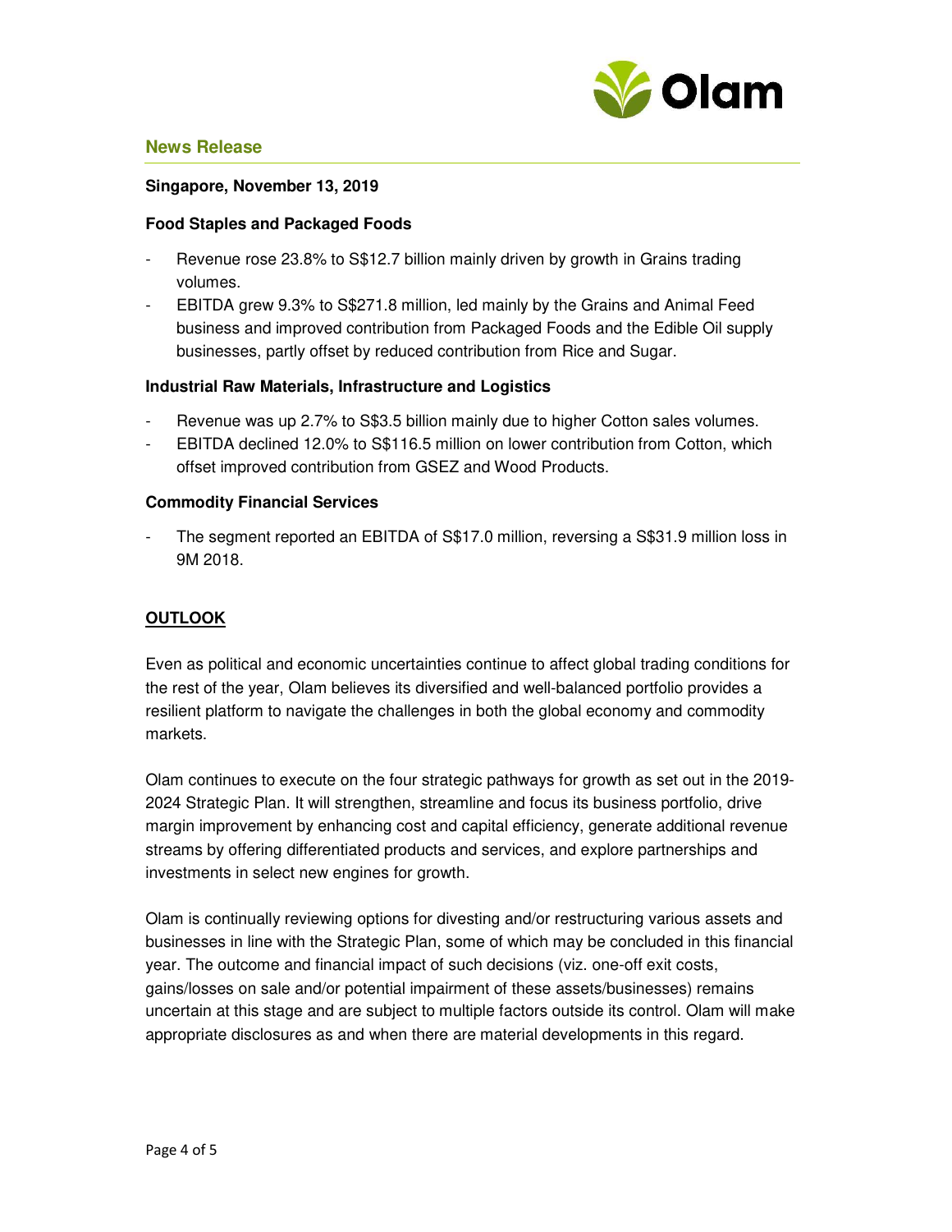**News Release**

**Singapore, November 13, 2019**

**Food Staples and Packaged Foods**

- Revenue rose 23.8% to S$12.7 billion mainly driven by growth in Grains trading volumes.
- EBITDA grew 9.3% to S$271.8 million, led mainly by the Grains and Animal Feed business and improved contribution from Packaged Foods and the Edible Oil supply businesses, partly offset by reduced contribution from Rice and Sugar.

**Industrial Raw Materials, Infrastructure and Logistics**

- Revenue was up 2.7% to S$3.5 billion mainly due to higher Cotton sales volumes.
- EBITDA declined 12.0% to S$116.5 million on lower contribution from Cotton, which offset improved contribution from GSEZ and Wood Products.

**Commodity Financial Services**

- The segment reported an EBITDA of S$17.0 million, reversing a S$31.9 million loss in 9M 2018.

## OUTLOOK

Even as political and economic uncertainties continue to affect global trading conditions for the rest of the year, Olam believes its diversified and well-balanced portfolio provides a resilient platform to navigate the challenges in both the global economy and commodity markets.

Olam continues to execute on the four strategic pathways for growth as set out in the 2019-2024 Strategic Plan. It will strengthen, streamline and focus its business portfolio, drive margin improvement by enhancing cost and capital efficiency, generate additional revenue streams by offering differentiated products and services, and explore partnerships and investments in select new engines for growth.

Olam is continually reviewing options for divesting and/or restructuring various assets and businesses in line with the Strategic Plan, some of which may be concluded in this financial year. The outcome and financial impact of such decisions (viz. one-off exit costs, gains/losses on sale and/or potential impairment of these assets/businesses) remains uncertain at this stage and are subject to multiple factors outside its control. Olam will make appropriate disclosures as and when there are material developments in this regard.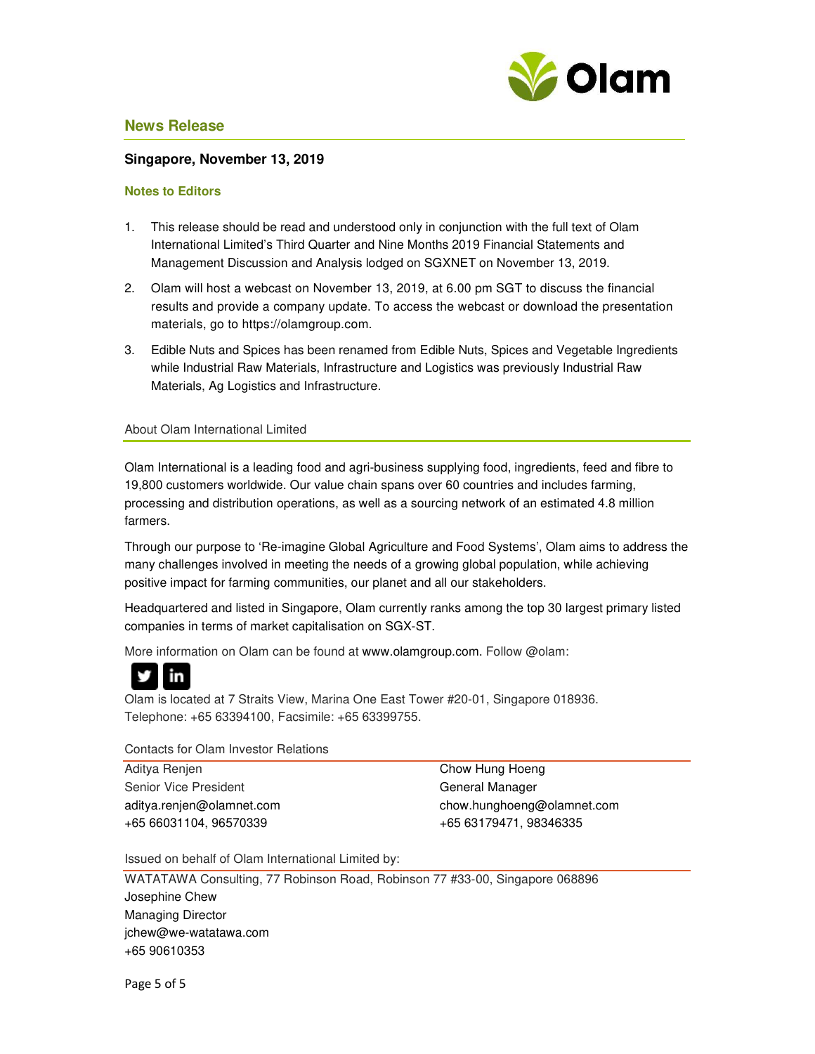## News Release

**Singapore, November 13, 2019**

### Notes to Editors

1. This release should be read and understood only in conjunction with the full text of Olam International Limited's Third Quarter and Nine Months 2019 Financial Statements and Management Discussion and Analysis lodged on SGXNET on November 13, 2019.
2. Olam will host a webcast on November 13, 2019, at 6.00 pm SGT to discuss the financial results and provide a company update. To access the webcast or download the presentation materials, go to https://olamgroup.com.
3. Edible Nuts and Spices has been renamed from Edible Nuts, Spices and Vegetable Ingredients while Industrial Raw Materials, Infrastructure and Logistics was previously Industrial Raw Materials, Ag Logistics and Infrastructure.

### About Olam International Limited

Olam International is a leading food and agri-business supplying food, ingredients, feed and fibre to 19,800 customers worldwide. Our value chain spans over 60 countries and includes farming, processing and distribution operations, as well as a sourcing network of an estimated 4.8 million farmers.

Through our purpose to 'Re-imagine Global Agriculture and Food Systems', Olam aims to address the many challenges involved in meeting the needs of a growing global population, while achieving positive impact for farming communities, our planet and all our stakeholders.

Headquartered and listed in Singapore, Olam currently ranks among the top 30 largest primary listed companies in terms of market capitalisation on SGX-ST.

More information on Olam can be found at www.olamgroup.com. Follow @olam:

Olam is located at 7 Straits View, Marina One East Tower #20-01, Singapore 018936.
Telephone: +65 63394100, Facsimile: +65 63399755.

Contacts for Olam Investor Relations

| | |
|---|---|
| Aditya Renjen | Chow Hung Hoeng |
| Senior Vice President | General Manager |
| aditya.renjen@olamnet.com | chow.hunghoeng@olamnet.com |
| +65 66031104, 96570339 | +65 63179471, 98346335 |

Issued on behalf of Olam International Limited by:

WATATAWA Consulting, 77 Robinson Road, Robinson 77 #33-00, Singapore 068896
Josephine Chew
Managing Director
jchew@we-watatawa.com
+65 90610353